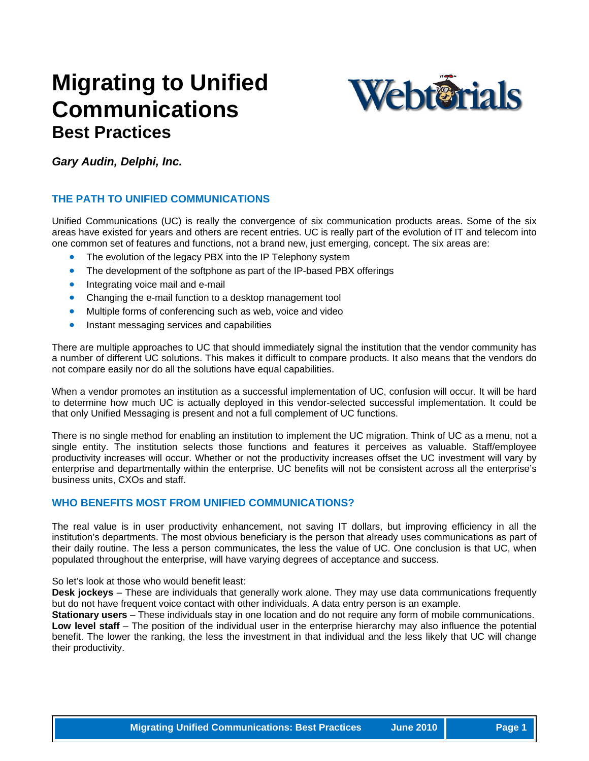# Migrating to Unified Communications

## Best Practices

***Gary Audin, Delphi, Inc.***

### THE PATH TO UNIFIED COMMUNICATIONS

Unified Communications (UC) is really the convergence of six communication products areas. Some of the six areas have existed for years and others are recent entries. UC is really part of the evolution of IT and telecom into one common set of features and functions, not a brand new, just emerging, concept. The six areas are:

- The evolution of the legacy PBX into the IP Telephony system
- The development of the softphone as part of the IP-based PBX offerings
- Integrating voice mail and e-mail
- Changing the e-mail function to a desktop management tool
- Multiple forms of conferencing such as web, voice and video
- Instant messaging services and capabilities

There are multiple approaches to UC that should immediately signal the institution that the vendor community has a number of different UC solutions. This makes it difficult to compare products. It also means that the vendors do not compare easily nor do all the solutions have equal capabilities.

When a vendor promotes an institution as a successful implementation of UC, confusion will occur. It will be hard to determine how much UC is actually deployed in this vendor-selected successful implementation. It could be that only Unified Messaging is present and not a full complement of UC functions.

There is no single method for enabling an institution to implement the UC migration. Think of UC as a menu, not a single entity. The institution selects those functions and features it perceives as valuable. Staff/employee productivity increases will occur. Whether or not the productivity increases offset the UC investment will vary by enterprise and departmentally within the enterprise. UC benefits will not be consistent across all the enterprise's business units, CXOs and staff.

### WHO BENEFITS MOST FROM UNIFIED COMMUNICATIONS?

The real value is in user productivity enhancement, not saving IT dollars, but improving efficiency in all the institution's departments. The most obvious beneficiary is the person that already uses communications as part of their daily routine. The less a person communicates, the less the value of UC. One conclusion is that UC, when populated throughout the enterprise, will have varying degrees of acceptance and success.

So let's look at those who would benefit least:

**Desk jockeys** – These are individuals that generally work alone. They may use data communications frequently but do not have frequent voice contact with other individuals. A data entry person is an example.

**Stationary users** – These individuals stay in one location and do not require any form of mobile communications.

**Low level staff** – The position of the individual user in the enterprise hierarchy may also influence the potential benefit. The lower the ranking, the less the investment in that individual and the less likely that UC will change their productivity.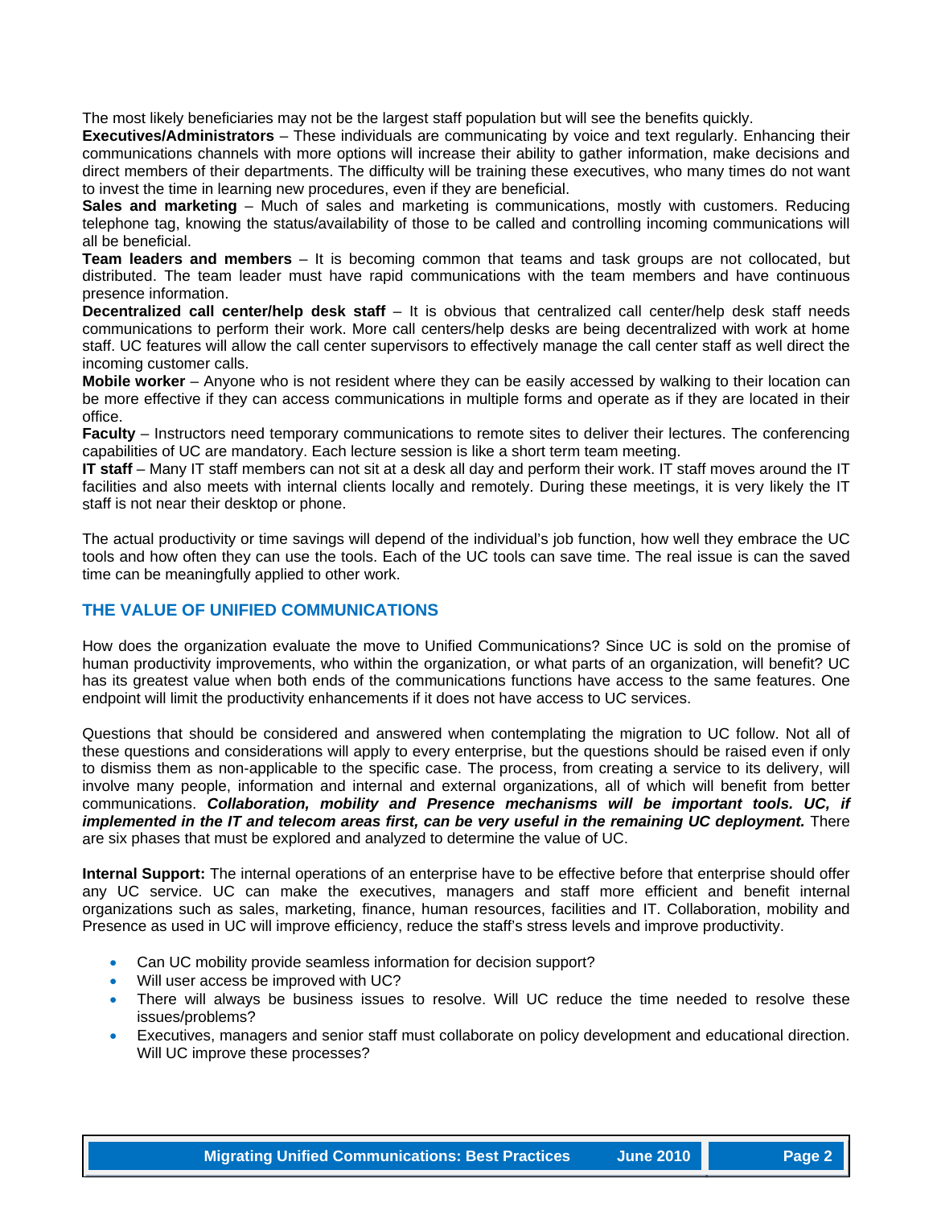The most likely beneficiaries may not be the largest staff population but will see the benefits quickly.

**Executives/Administrators** – These individuals are communicating by voice and text regularly. Enhancing their communications channels with more options will increase their ability to gather information, make decisions and direct members of their departments. The difficulty will be training these executives, who many times do not want to invest the time in learning new procedures, even if they are beneficial.

**Sales and marketing** – Much of sales and marketing is communications, mostly with customers. Reducing telephone tag, knowing the status/availability of those to be called and controlling incoming communications will all be beneficial.

**Team leaders and members** – It is becoming common that teams and task groups are not collocated, but distributed. The team leader must have rapid communications with the team members and have continuous presence information.

**Decentralized call center/help desk staff** – It is obvious that centralized call center/help desk staff needs communications to perform their work. More call centers/help desks are being decentralized with work at home staff. UC features will allow the call center supervisors to effectively manage the call center staff as well direct the incoming customer calls.

**Mobile worker** – Anyone who is not resident where they can be easily accessed by walking to their location can be more effective if they can access communications in multiple forms and operate as if they are located in their office.

**Faculty** – Instructors need temporary communications to remote sites to deliver their lectures. The conferencing capabilities of UC are mandatory. Each lecture session is like a short term team meeting.

**IT staff** – Many IT staff members can not sit at a desk all day and perform their work. IT staff moves around the IT facilities and also meets with internal clients locally and remotely. During these meetings, it is very likely the IT staff is not near their desktop or phone.

The actual productivity or time savings will depend of the individual's job function, how well they embrace the UC tools and how often they can use the tools. Each of the UC tools can save time. The real issue is can the saved time can be meaningfully applied to other work.

## THE VALUE OF UNIFIED COMMUNICATIONS

How does the organization evaluate the move to Unified Communications? Since UC is sold on the promise of human productivity improvements, who within the organization, or what parts of an organization, will benefit? UC has its greatest value when both ends of the communications functions have access to the same features. One endpoint will limit the productivity enhancements if it does not have access to UC services.

Questions that should be considered and answered when contemplating the migration to UC follow. Not all of these questions and considerations will apply to every enterprise, but the questions should be raised even if only to dismiss them as non-applicable to the specific case. The process, from creating a service to its delivery, will involve many people, information and internal and external organizations, all of which will benefit from better communications. ***Collaboration, mobility and Presence mechanisms will be important tools. UC, if implemented in the IT and telecom areas first, can be very useful in the remaining UC deployment.*** There are six phases that must be explored and analyzed to determine the value of UC.

**Internal Support:** The internal operations of an enterprise have to be effective before that enterprise should offer any UC service. UC can make the executives, managers and staff more efficient and benefit internal organizations such as sales, marketing, finance, human resources, facilities and IT. Collaboration, mobility and Presence as used in UC will improve efficiency, reduce the staff's stress levels and improve productivity.

- Can UC mobility provide seamless information for decision support?
- Will user access be improved with UC?
- There will always be business issues to resolve. Will UC reduce the time needed to resolve these issues/problems?
- Executives, managers and senior staff must collaborate on policy development and educational direction. Will UC improve these processes?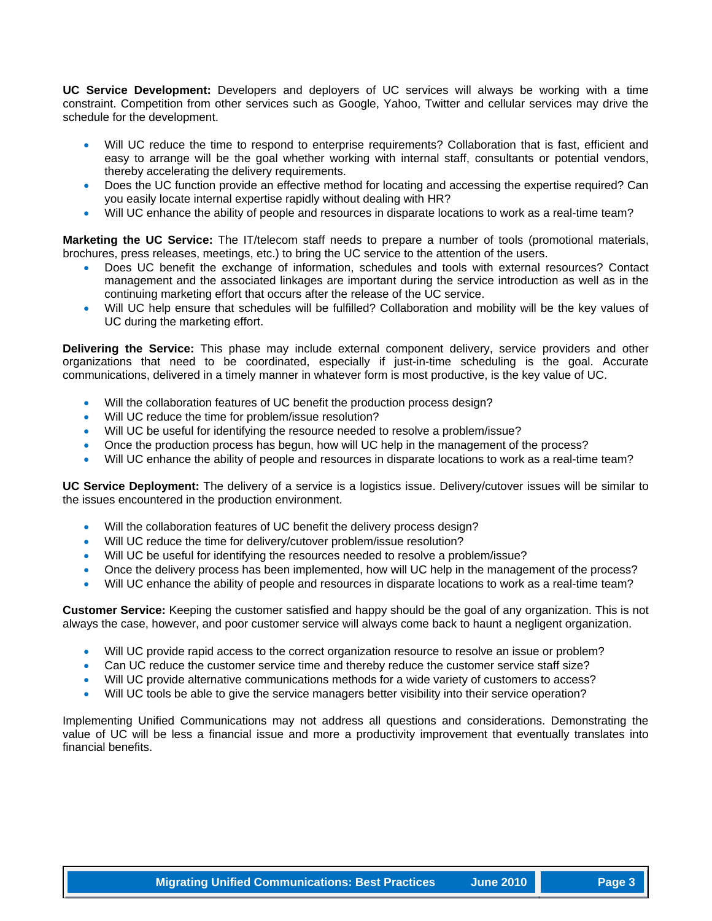**UC Service Development:** Developers and deployers of UC services will always be working with a time constraint. Competition from other services such as Google, Yahoo, Twitter and cellular services may drive the schedule for the development.

- Will UC reduce the time to respond to enterprise requirements? Collaboration that is fast, efficient and easy to arrange will be the goal whether working with internal staff, consultants or potential vendors, thereby accelerating the delivery requirements.
- Does the UC function provide an effective method for locating and accessing the expertise required? Can you easily locate internal expertise rapidly without dealing with HR?
- Will UC enhance the ability of people and resources in disparate locations to work as a real-time team?

**Marketing the UC Service:** The IT/telecom staff needs to prepare a number of tools (promotional materials, brochures, press releases, meetings, etc.) to bring the UC service to the attention of the users.

- Does UC benefit the exchange of information, schedules and tools with external resources? Contact management and the associated linkages are important during the service introduction as well as in the continuing marketing effort that occurs after the release of the UC service.
- Will UC help ensure that schedules will be fulfilled? Collaboration and mobility will be the key values of UC during the marketing effort.

**Delivering the Service:** This phase may include external component delivery, service providers and other organizations that need to be coordinated, especially if just-in-time scheduling is the goal. Accurate communications, delivered in a timely manner in whatever form is most productive, is the key value of UC.

- Will the collaboration features of UC benefit the production process design?
- Will UC reduce the time for problem/issue resolution?
- Will UC be useful for identifying the resource needed to resolve a problem/issue?
- Once the production process has begun, how will UC help in the management of the process?
- Will UC enhance the ability of people and resources in disparate locations to work as a real-time team?

**UC Service Deployment:** The delivery of a service is a logistics issue. Delivery/cutover issues will be similar to the issues encountered in the production environment.

- Will the collaboration features of UC benefit the delivery process design?
- Will UC reduce the time for delivery/cutover problem/issue resolution?
- Will UC be useful for identifying the resources needed to resolve a problem/issue?
- Once the delivery process has been implemented, how will UC help in the management of the process?
- Will UC enhance the ability of people and resources in disparate locations to work as a real-time team?

**Customer Service:** Keeping the customer satisfied and happy should be the goal of any organization. This is not always the case, however, and poor customer service will always come back to haunt a negligent organization.

- Will UC provide rapid access to the correct organization resource to resolve an issue or problem?
- Can UC reduce the customer service time and thereby reduce the customer service staff size?
- Will UC provide alternative communications methods for a wide variety of customers to access?
- Will UC tools be able to give the service managers better visibility into their service operation?

Implementing Unified Communications may not address all questions and considerations. Demonstrating the value of UC will be less a financial issue and more a productivity improvement that eventually translates into financial benefits.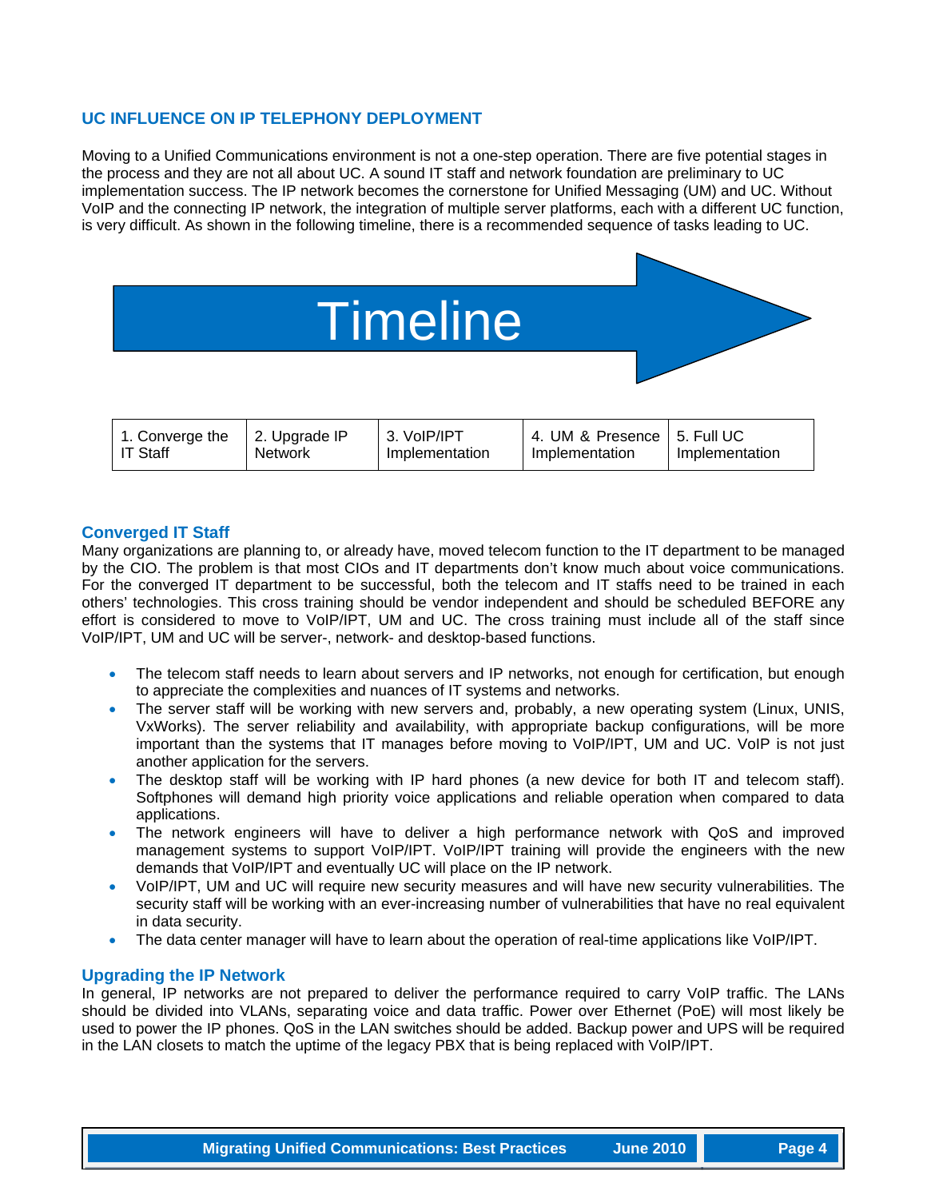## UC INFLUENCE ON IP TELEPHONY DEPLOYMENT

Moving to a Unified Communications environment is not a one-step operation. There are five potential stages in the process and they are not all about UC. A sound IT staff and network foundation are preliminary to UC implementation success. The IP network becomes the cornerstone for Unified Messaging (UM) and UC. Without VoIP and the connecting IP network, the integration of multiple server platforms, each with a different UC function, is very difficult. As shown in the following timeline, there is a recommended sequence of tasks leading to UC.

Timeline

| 1. Converge the IT Staff | 2. Upgrade IP Network | 3. VoIP/IPT Implementation | 4. UM & Presence Implementation | 5. Full UC Implementation |
|---|---|---|---|---|

### Converged IT Staff

Many organizations are planning to, or already have, moved telecom function to the IT department to be managed by the CIO. The problem is that most CIOs and IT departments don't know much about voice communications. For the converged IT department to be successful, both the telecom and IT staffs need to be trained in each others' technologies. This cross training should be vendor independent and should be scheduled BEFORE any effort is considered to move to VoIP/IPT, UM and UC. The cross training must include all of the staff since VoIP/IPT, UM and UC will be server-, network- and desktop-based functions.

- The telecom staff needs to learn about servers and IP networks, not enough for certification, but enough to appreciate the complexities and nuances of IT systems and networks.
- The server staff will be working with new servers and, probably, a new operating system (Linux, UNIS, VxWorks). The server reliability and availability, with appropriate backup configurations, will be more important than the systems that IT manages before moving to VoIP/IPT, UM and UC. VoIP is not just another application for the servers.
- The desktop staff will be working with IP hard phones (a new device for both IT and telecom staff). Softphones will demand high priority voice applications and reliable operation when compared to data applications.
- The network engineers will have to deliver a high performance network with QoS and improved management systems to support VoIP/IPT. VoIP/IPT training will provide the engineers with the new demands that VoIP/IPT and eventually UC will place on the IP network.
- VoIP/IPT, UM and UC will require new security measures and will have new security vulnerabilities. The security staff will be working with an ever-increasing number of vulnerabilities that have no real equivalent in data security.
- The data center manager will have to learn about the operation of real-time applications like VoIP/IPT.

### Upgrading the IP Network

In general, IP networks are not prepared to deliver the performance required to carry VoIP traffic. The LANs should be divided into VLANs, separating voice and data traffic. Power over Ethernet (PoE) will most likely be used to power the IP phones. QoS in the LAN switches should be added. Backup power and UPS will be required in the LAN closets to match the uptime of the legacy PBX that is being replaced with VoIP/IPT.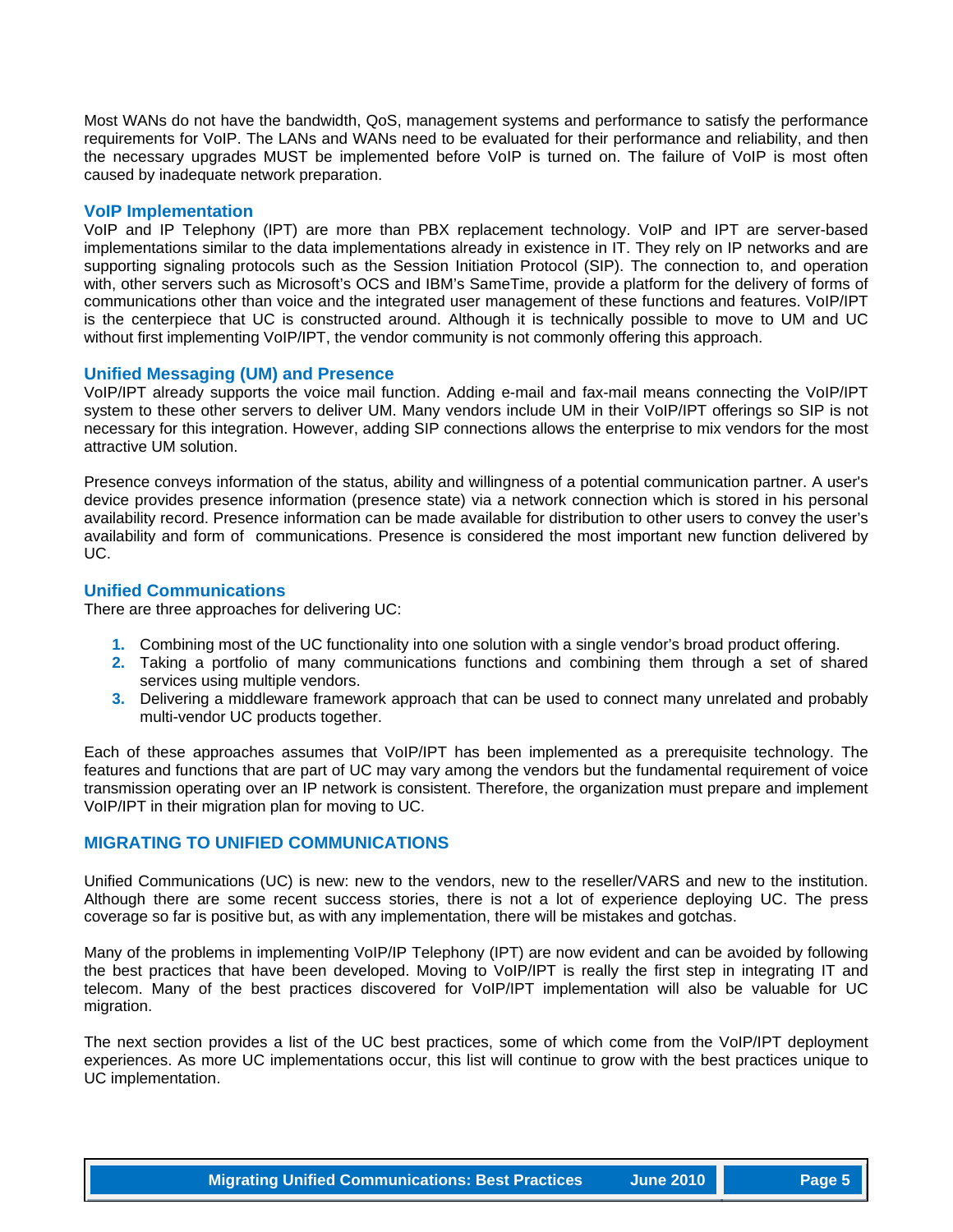Most WANs do not have the bandwidth, QoS, management systems and performance to satisfy the performance requirements for VoIP. The LANs and WANs need to be evaluated for their performance and reliability, and then the necessary upgrades MUST be implemented before VoIP is turned on. The failure of VoIP is most often caused by inadequate network preparation.

### VoIP Implementation

VoIP and IP Telephony (IPT) are more than PBX replacement technology. VoIP and IPT are server-based implementations similar to the data implementations already in existence in IT. They rely on IP networks and are supporting signaling protocols such as the Session Initiation Protocol (SIP). The connection to, and operation with, other servers such as Microsoft's OCS and IBM's SameTime, provide a platform for the delivery of forms of communications other than voice and the integrated user management of these functions and features. VoIP/IPT is the centerpiece that UC is constructed around. Although it is technically possible to move to UM and UC without first implementing VoIP/IPT, the vendor community is not commonly offering this approach.

### Unified Messaging (UM) and Presence

VoIP/IPT already supports the voice mail function. Adding e-mail and fax-mail means connecting the VoIP/IPT system to these other servers to deliver UM. Many vendors include UM in their VoIP/IPT offerings so SIP is not necessary for this integration. However, adding SIP connections allows the enterprise to mix vendors for the most attractive UM solution.

Presence conveys information of the status, ability and willingness of a potential communication partner. A user's device provides presence information (presence state) via a network connection which is stored in his personal availability record. Presence information can be made available for distribution to other users to convey the user's availability and form of communications. Presence is considered the most important new function delivered by UC.

### Unified Communications

There are three approaches for delivering UC:

1. Combining most of the UC functionality into one solution with a single vendor's broad product offering.
2. Taking a portfolio of many communications functions and combining them through a set of shared services using multiple vendors.
3. Delivering a middleware framework approach that can be used to connect many unrelated and probably multi-vendor UC products together.

Each of these approaches assumes that VoIP/IPT has been implemented as a prerequisite technology. The features and functions that are part of UC may vary among the vendors but the fundamental requirement of voice transmission operating over an IP network is consistent. Therefore, the organization must prepare and implement VoIP/IPT in their migration plan for moving to UC.

## MIGRATING TO UNIFIED COMMUNICATIONS

Unified Communications (UC) is new: new to the vendors, new to the reseller/VARS and new to the institution. Although there are some recent success stories, there is not a lot of experience deploying UC. The press coverage so far is positive but, as with any implementation, there will be mistakes and gotchas.

Many of the problems in implementing VoIP/IP Telephony (IPT) are now evident and can be avoided by following the best practices that have been developed. Moving to VoIP/IPT is really the first step in integrating IT and telecom. Many of the best practices discovered for VoIP/IPT implementation will also be valuable for UC migration.

The next section provides a list of the UC best practices, some of which come from the VoIP/IPT deployment experiences. As more UC implementations occur, this list will continue to grow with the best practices unique to UC implementation.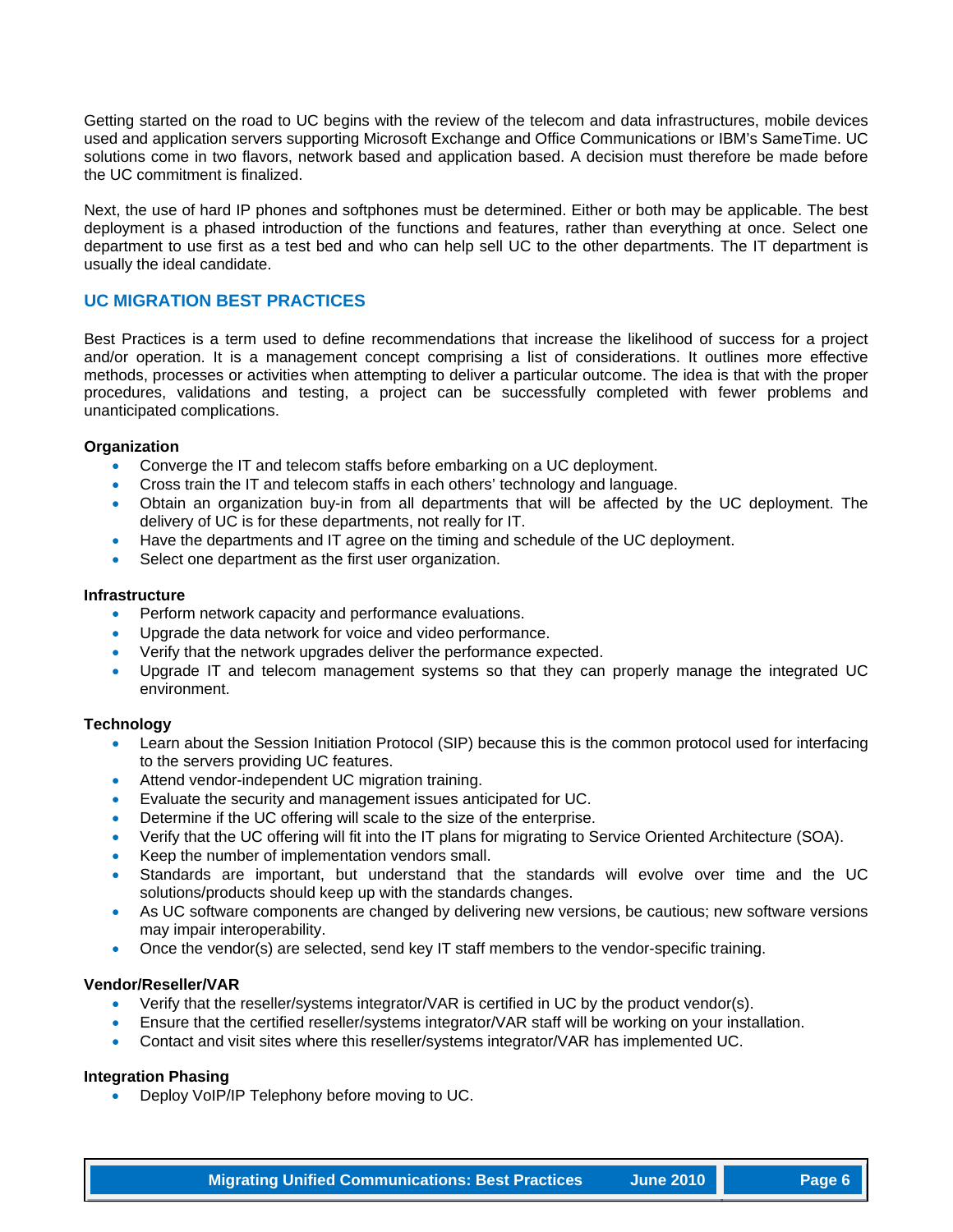Getting started on the road to UC begins with the review of the telecom and data infrastructures, mobile devices used and application servers supporting Microsoft Exchange and Office Communications or IBM's SameTime. UC solutions come in two flavors, network based and application based. A decision must therefore be made before the UC commitment is finalized.

Next, the use of hard IP phones and softphones must be determined. Either or both may be applicable. The best deployment is a phased introduction of the functions and features, rather than everything at once. Select one department to use first as a test bed and who can help sell UC to the other departments. The IT department is usually the ideal candidate.

## UC MIGRATION BEST PRACTICES

Best Practices is a term used to define recommendations that increase the likelihood of success for a project and/or operation. It is a management concept comprising a list of considerations. It outlines more effective methods, processes or activities when attempting to deliver a particular outcome. The idea is that with the proper procedures, validations and testing, a project can be successfully completed with fewer problems and unanticipated complications.

**Organization**

- Converge the IT and telecom staffs before embarking on a UC deployment.
- Cross train the IT and telecom staffs in each others' technology and language.
- Obtain an organization buy-in from all departments that will be affected by the UC deployment. The delivery of UC is for these departments, not really for IT.
- Have the departments and IT agree on the timing and schedule of the UC deployment.
- Select one department as the first user organization.

**Infrastructure**

- Perform network capacity and performance evaluations.
- Upgrade the data network for voice and video performance.
- Verify that the network upgrades deliver the performance expected.
- Upgrade IT and telecom management systems so that they can properly manage the integrated UC environment.

**Technology**

- Learn about the Session Initiation Protocol (SIP) because this is the common protocol used for interfacing to the servers providing UC features.
- Attend vendor-independent UC migration training.
- Evaluate the security and management issues anticipated for UC.
- Determine if the UC offering will scale to the size of the enterprise.
- Verify that the UC offering will fit into the IT plans for migrating to Service Oriented Architecture (SOA).
- Keep the number of implementation vendors small.
- Standards are important, but understand that the standards will evolve over time and the UC solutions/products should keep up with the standards changes.
- As UC software components are changed by delivering new versions, be cautious; new software versions may impair interoperability.
- Once the vendor(s) are selected, send key IT staff members to the vendor-specific training.

**Vendor/Reseller/VAR**

- Verify that the reseller/systems integrator/VAR is certified in UC by the product vendor(s).
- Ensure that the certified reseller/systems integrator/VAR staff will be working on your installation.
- Contact and visit sites where this reseller/systems integrator/VAR has implemented UC.

**Integration Phasing**

- Deploy VoIP/IP Telephony before moving to UC.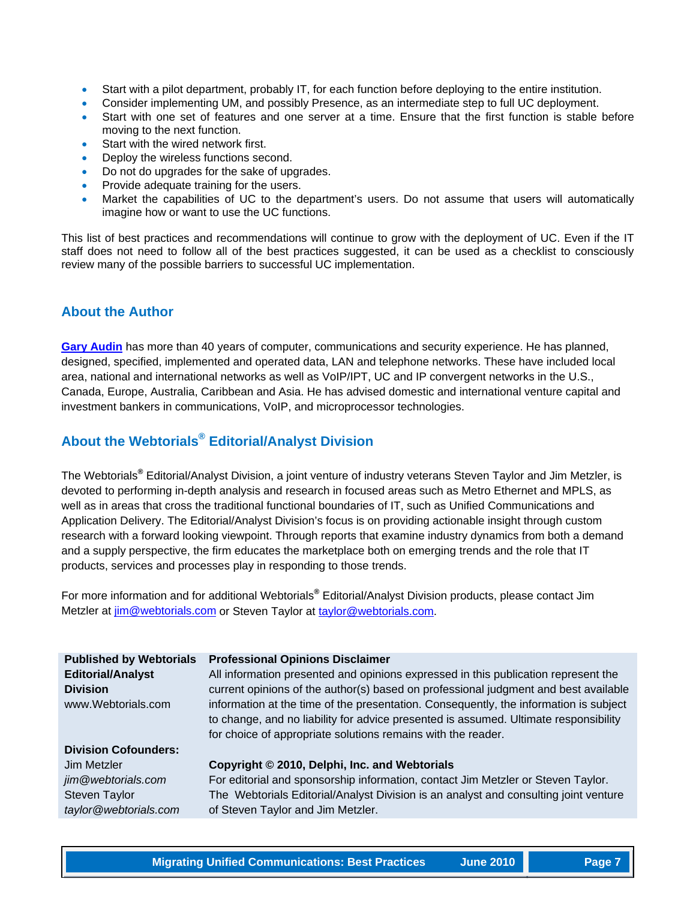- Start with a pilot department, probably IT, for each function before deploying to the entire institution.
- Consider implementing UM, and possibly Presence, as an intermediate step to full UC deployment.
- Start with one set of features and one server at a time. Ensure that the first function is stable before moving to the next function.
- Start with the wired network first.
- Deploy the wireless functions second.
- Do not do upgrades for the sake of upgrades.
- Provide adequate training for the users.
- Market the capabilities of UC to the department's users. Do not assume that users will automatically imagine how or want to use the UC functions.

This list of best practices and recommendations will continue to grow with the deployment of UC. Even if the IT staff does not need to follow all of the best practices suggested, it can be used as a checklist to consciously review many of the possible barriers to successful UC implementation.

## About the Author

**Gary Audin** has more than 40 years of computer, communications and security experience. He has planned, designed, specified, implemented and operated data, LAN and telephone networks. These have included local area, national and international networks as well as VoIP/IPT, UC and IP convergent networks in the U.S., Canada, Europe, Australia, Caribbean and Asia. He has advised domestic and international venture capital and investment bankers in communications, VoIP, and microprocessor technologies.

## About the Webtorials® Editorial/Analyst Division

The Webtorials® Editorial/Analyst Division, a joint venture of industry veterans Steven Taylor and Jim Metzler, is devoted to performing in-depth analysis and research in focused areas such as Metro Ethernet and MPLS, as well as in areas that cross the traditional functional boundaries of IT, such as Unified Communications and Application Delivery. The Editorial/Analyst Division's focus is on providing actionable insight through custom research with a forward looking viewpoint. Through reports that examine industry dynamics from both a demand and a supply perspective, the firm educates the marketplace both on emerging trends and the role that IT products, services and processes play in responding to those trends.

For more information and for additional Webtorials® Editorial/Analyst Division products, please contact Jim Metzler at jim@webtorials.com or Steven Taylor at taylor@webtorials.com.

| | |
|---|---|
| **Published by Webtorials Editorial/Analyst Division**<br>www.Webtorials.com | **Professional Opinions Disclaimer**<br>All information presented and opinions expressed in this publication represent the current opinions of the author(s) based on professional judgment and best available information at the time of the presentation. Consequently, the information is subject to change, and no liability for advice presented is assumed. Ultimate responsibility for choice of appropriate solutions remains with the reader. |
| **Division Cofounders:**<br>Jim Metzler<br>*jim@webtorials.com*<br>Steven Taylor<br>*taylor@webtorials.com* | **Copyright © 2010, Delphi, Inc. and Webtorials**<br>For editorial and sponsorship information, contact Jim Metzler or Steven Taylor. The Webtorials Editorial/Analyst Division is an analyst and consulting joint venture of Steven Taylor and Jim Metzler. |